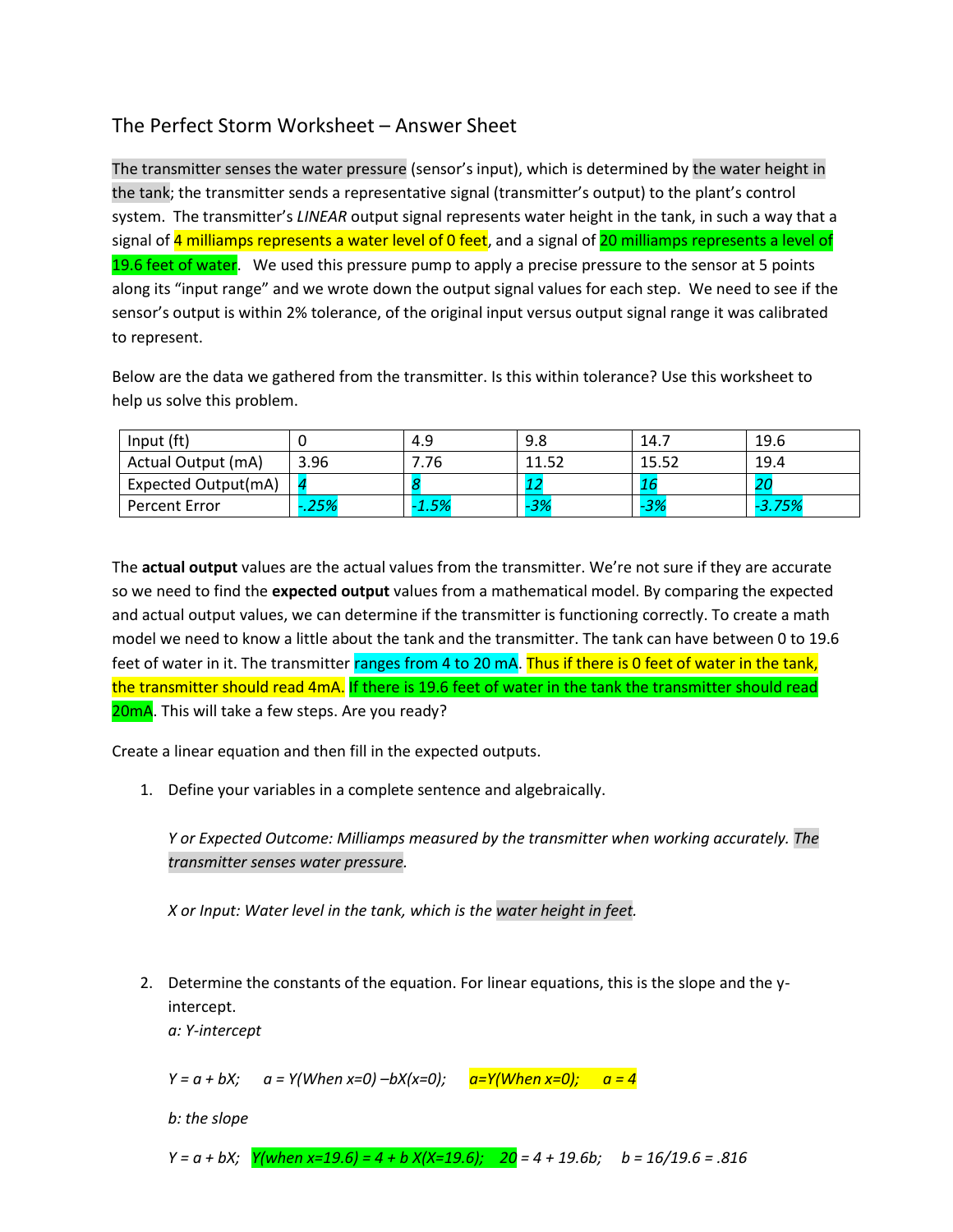# The Perfect Storm Worksheet – Answer Sheet

The transmitter senses the water pressure (sensor's input), which is determined by the water height in the tank; the transmitter sends a representative signal (transmitter's output) to the plant's control system. The transmitter's *LINEAR* output signal represents water height in the tank, in such a way that a signal of 4 milliamps represents a water level of 0 feet, and a signal of 20 milliamps represents a level of 19.6 feet of water. We used this pressure pump to apply a precise pressure to the sensor at 5 points along its "input range" and we wrote down the output signal values for each step. We need to see if the sensor's output is within 2% tolerance, of the original input versus output signal range it was calibrated to represent.

Below are the data we gathered from the transmitter. Is this within tolerance? Use this worksheet to help us solve this problem.

| Input (ft) | 0 | 4.9 | 9.8 | 14.7 | 19.6 |
|---|---|---|---|---|---|
| Actual Output (mA) | 3.96 | 7.76 | 11.52 | 15.52 | 19.4 |
| Expected Output(mA) | *4* | *8* | *12* | *16* | *20* |
| Percent Error | *-.25%* | *-1.5%* | *-3%* | *-3%* | *-3.75%* |

The **actual output** values are the actual values from the transmitter. We're not sure if they are accurate so we need to find the **expected output** values from a mathematical model. By comparing the expected and actual output values, we can determine if the transmitter is functioning correctly. To create a math model we need to know a little about the tank and the transmitter. The tank can have between 0 to 19.6 feet of water in it. The transmitter ranges from 4 to 20 mA. Thus if there is 0 feet of water in the tank, the transmitter should read 4mA. If there is 19.6 feet of water in the tank the transmitter should read 20mA. This will take a few steps. Are you ready?

Create a linear equation and then fill in the expected outputs.

1. Define your variables in a complete sentence and algebraically.

   *Y or Expected Outcome: Milliamps measured by the transmitter when working accurately. The transmitter senses water pressure.*

   *X or Input: Water level in the tank, which is the water height in feet.*

2. Determine the constants of the equation. For linear equations, this is the slope and the y-intercept.

   *a: Y-intercept*

   *Y = a + bX;     a = Y(When x=0) –bX(x=0);     a=Y(When x=0);     a = 4*

   *b: the slope*

   *Y = a + bX;   Y(when x=19.6) = 4 + b X(X=19.6);   20 = 4 + 19.6b;     b = 16/19.6 = .816*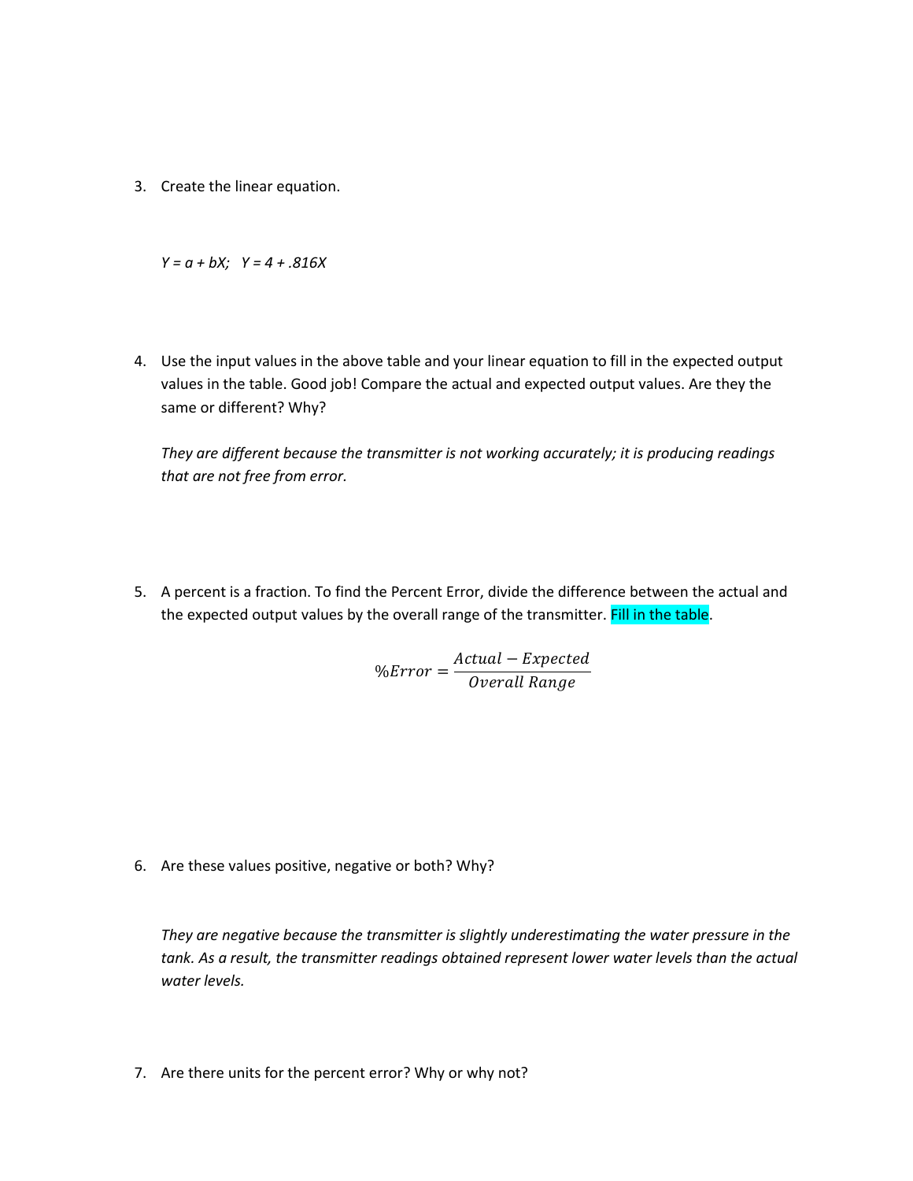3. Create the linear equation.

   *Y = a + bX;   Y = 4 + .816X*

4. Use the input values in the above table and your linear equation to fill in the expected output values in the table. Good job! Compare the actual and expected output values. Are they the same or different? Why?

   *They are different because the transmitter is not working accurately; it is producing readings that are not free from error.*

5. A percent is a fraction. To find the Percent Error, divide the difference between the actual and the expected output values by the overall range of the transmitter. Fill in the table.

$$\%Error = \frac{Actual - Expected}{Overall\ Range}$$

6. Are these values positive, negative or both? Why?

   *They are negative because the transmitter is slightly underestimating the water pressure in the tank. As a result, the transmitter readings obtained represent lower water levels than the actual water levels.*

7. Are there units for the percent error? Why or why not?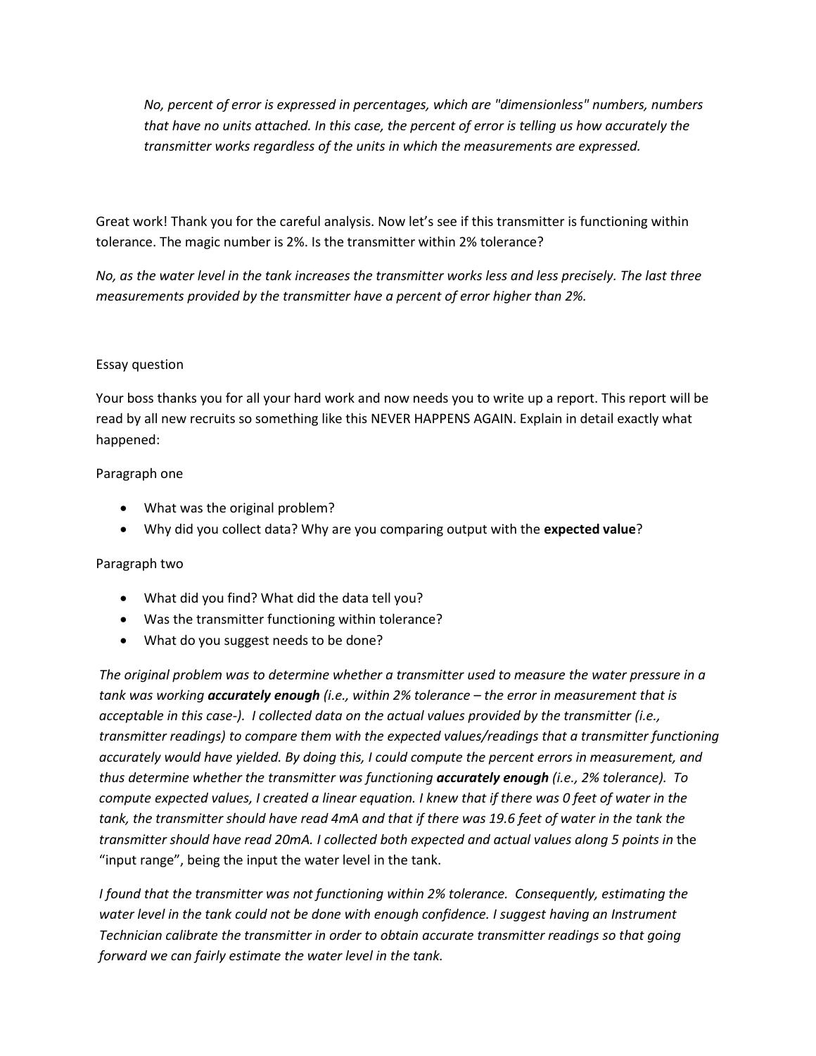*No, percent of error is expressed in percentages, which are "dimensionless" numbers, numbers that have no units attached. In this case, the percent of error is telling us how accurately the transmitter works regardless of the units in which the measurements are expressed.*

Great work! Thank you for the careful analysis. Now let's see if this transmitter is functioning within tolerance. The magic number is 2%. Is the transmitter within 2% tolerance?

*No, as the water level in the tank increases the transmitter works less and less precisely. The last three measurements provided by the transmitter have a percent of error higher than 2%.*

Essay question

Your boss thanks you for all your hard work and now needs you to write up a report. This report will be read by all new recruits so something like this NEVER HAPPENS AGAIN. Explain in detail exactly what happened:

Paragraph one

- What was the original problem?
- Why did you collect data? Why are you comparing output with the **expected value**?

Paragraph two

- What did you find? What did the data tell you?
- Was the transmitter functioning within tolerance?
- What do you suggest needs to be done?

*The original problem was to determine whether a transmitter used to measure the water pressure in a tank was working* ***accurately enough*** *(i.e., within 2% tolerance – the error in measurement that is acceptable in this case-). I collected data on the actual values provided by the transmitter (i.e., transmitter readings) to compare them with the expected values/readings that a transmitter functioning accurately would have yielded. By doing this, I could compute the percent errors in measurement, and thus determine whether the transmitter was functioning* ***accurately enough*** *(i.e., 2% tolerance). To compute expected values, I created a linear equation. I knew that if there was 0 feet of water in the tank, the transmitter should have read 4mA and that if there was 19.6 feet of water in the tank the transmitter should have read 20mA. I collected both expected and actual values along 5 points in* the "input range", being the input the water level in the tank.

*I found that the transmitter was not functioning within 2% tolerance. Consequently, estimating the water level in the tank could not be done with enough confidence. I suggest having an Instrument Technician calibrate the transmitter in order to obtain accurate transmitter readings so that going forward we can fairly estimate the water level in the tank.*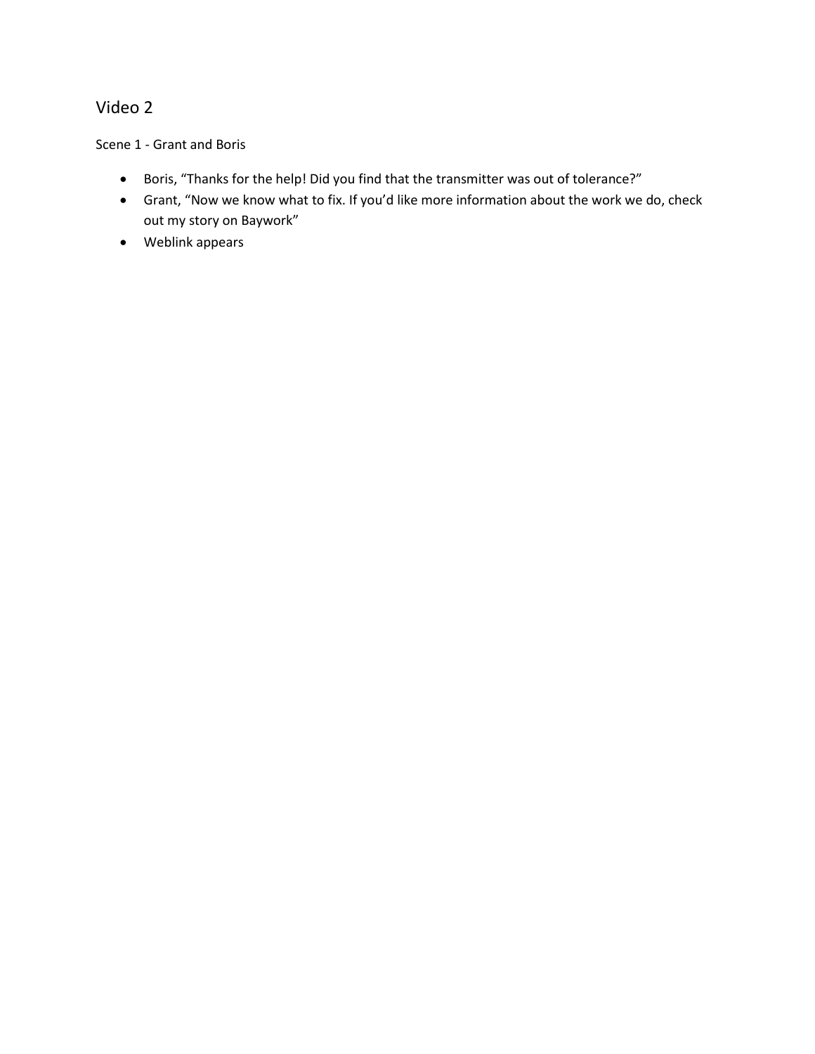## Video 2

Scene 1 - Grant and Boris

- Boris, "Thanks for the help! Did you find that the transmitter was out of tolerance?"
- Grant, "Now we know what to fix. If you'd like more information about the work we do, check out my story on Baywork"
- Weblink appears